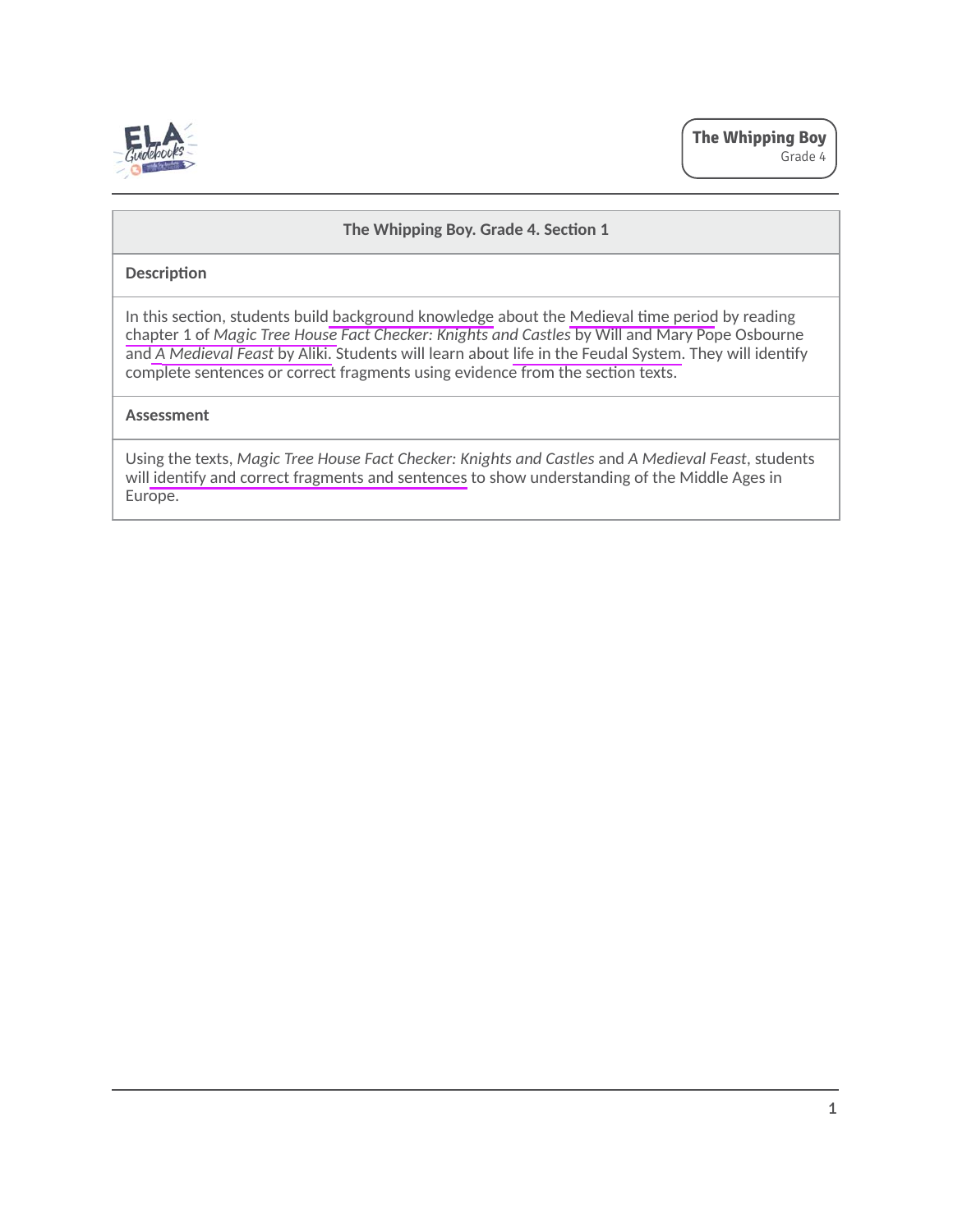| The Whipping Boy. Grade 4. Section 1 |
| --- |
| **Description** |
| In this section, students build background knowledge about the Medieval time period by reading chapter 1 of *Magic Tree House Fact Checker: Knights and Castles* by Will and Mary Pope Osbourne and *A Medieval Feast* by Aliki. Students will learn about life in the Feudal System. They will identify complete sentences or correct fragments using evidence from the section texts. |
| **Assessment** |
| Using the texts, *Magic Tree House Fact Checker: Knights and Castles* and *A Medieval Feast*, students will identify and correct fragments and sentences to show understanding of the Middle Ages in Europe. |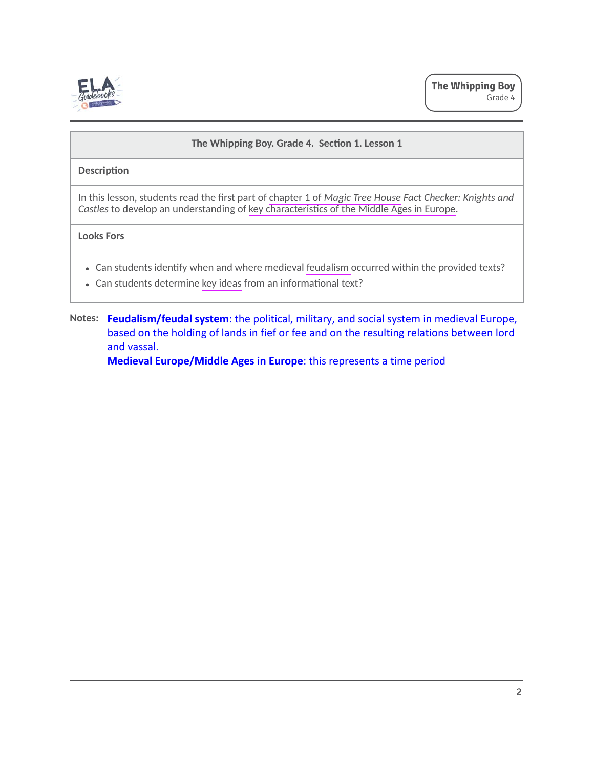## The Whipping Boy. Grade 4. Section 1. Lesson 1

### Description

In this lesson, students read the first part of chapter 1 of *Magic Tree House Fact Checker: Knights and Castles* to develop an understanding of key characteristics of the Middle Ages in Europe.

### Looks Fors

- Can students identify when and where medieval feudalism occurred within the provided texts?
- Can students determine key ideas from an informational text?

Notes: **Feudalism/feudal system**: the political, military, and social system in medieval Europe, based on the holding of lands in fief or fee and on the resulting relations between lord and vassal.
**Medieval Europe/Middle Ages in Europe**: this represents a time period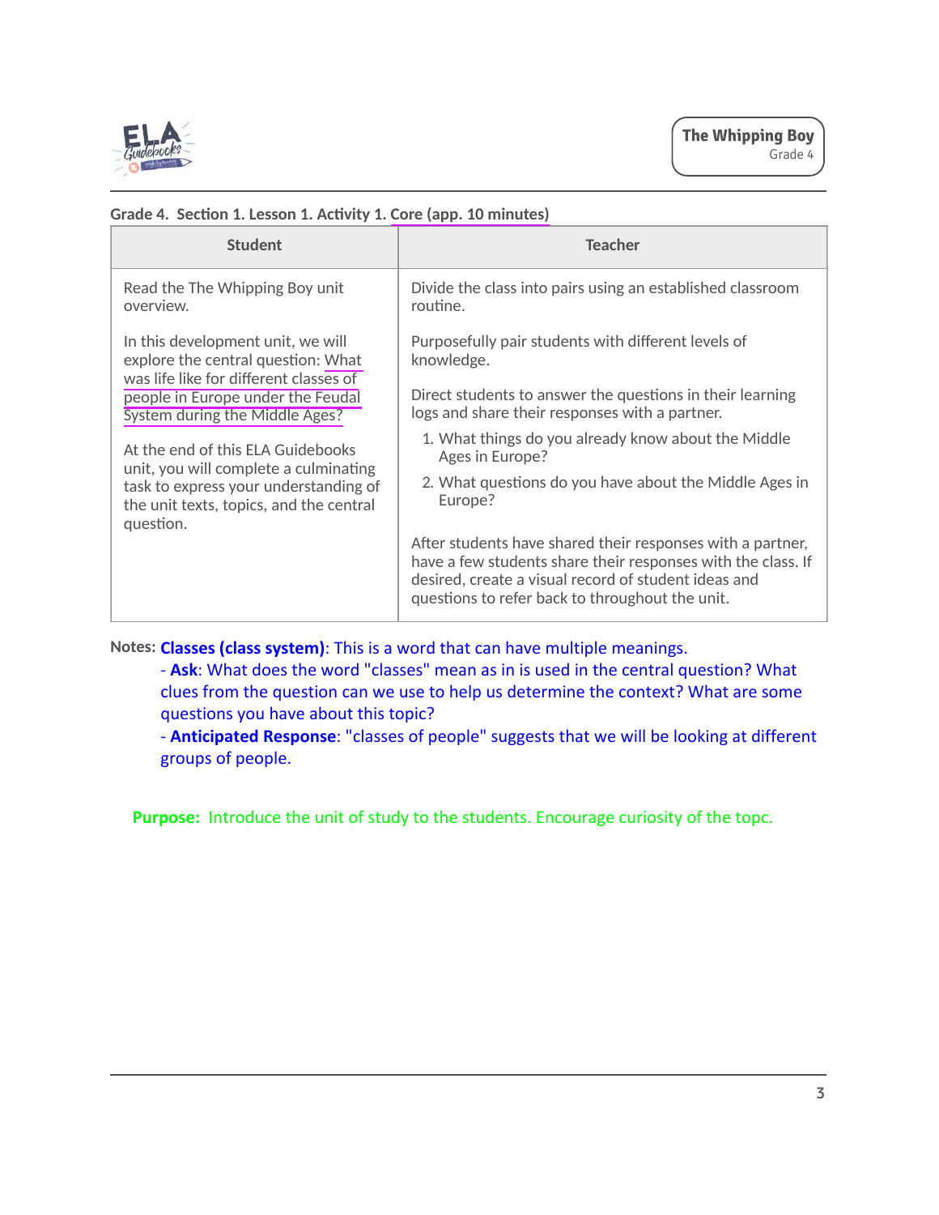**Grade 4. Section 1. Lesson 1. Activity 1. Core (app. 10 minutes)**

| Student | Teacher |
|---|---|
| Read the The Whipping Boy unit overview.<br><br>In this development unit, we will explore the central question: What was life like for different classes of people in Europe under the Feudal System during the Middle Ages?<br><br>At the end of this ELA Guidebooks unit, you will complete a culminating task to express your understanding of the unit texts, topics, and the central question. | Divide the class into pairs using an established classroom routine.<br><br>Purposefully pair students with different levels of knowledge.<br><br>Direct students to answer the questions in their learning logs and share their responses with a partner.<br><br>1. What things do you already know about the Middle Ages in Europe?<br>2. What questions do you have about the Middle Ages in Europe?<br><br>After students have shared their responses with a partner, have a few students share their responses with the class. If desired, create a visual record of student ideas and questions to refer back to throughout the unit. |

Notes: **Classes (class system)**: This is a word that can have multiple meanings.

- **Ask**: What does the word "classes" mean as in is used in the central question? What clues from the question can we use to help us determine the context? What are some questions you have about this topic?
- **Anticipated Response**: "classes of people" suggests that we will be looking at different groups of people.

**Purpose:** Introduce the unit of study to the students. Encourage curiosity of the topc.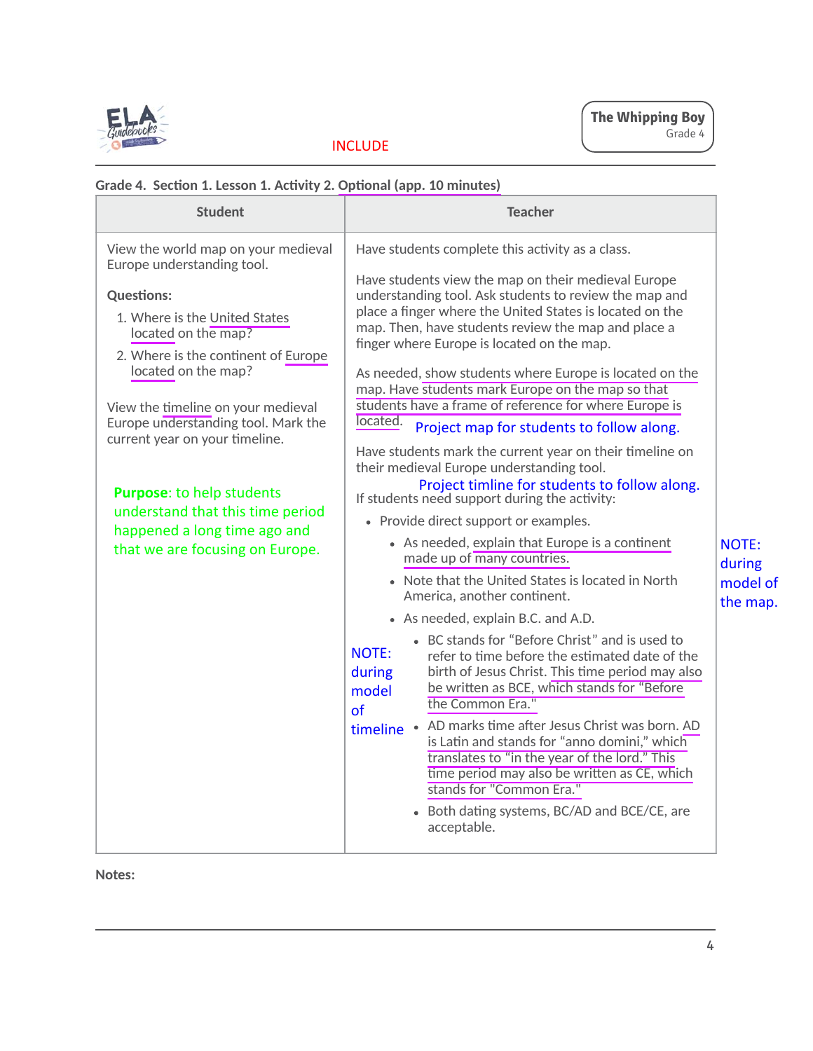INCLUDE

**Grade 4. Section 1. Lesson 1. Activity 2. Optional (app. 10 minutes)**

| Student | Teacher |
| --- | --- |
| View the world map on your medieval Europe understanding tool.<br><br>**Questions:**<br>1. Where is the United States located on the map?<br>2. Where is the continent of Europe located on the map?<br><br>View the timeline on your medieval Europe understanding tool. Mark the current year on your timeline.<br><br>**Purpose**: to help students understand that this time period happened a long time ago and that we are focusing on Europe. | Have students complete this activity as a class.<br><br>Have students view the map on their medieval Europe understanding tool. Ask students to review the map and place a finger where the United States is located on the map. Then, have students review the map and place a finger where Europe is located on the map.<br><br>As needed, show students where Europe is located on the map. Have students mark Europe on the map so that students have a frame of reference for where Europe is located. Project map for students to follow along.<br><br>Have students mark the current year on their timeline on their medieval Europe understanding tool. Project timline for students to follow along.<br>If students need support during the activity:<br>• Provide direct support or examples.<br>&nbsp;&nbsp;• As needed, explain that Europe is a continent made up of many countries.<br>&nbsp;&nbsp;• Note that the United States is located in North America, another continent.<br>&nbsp;&nbsp;• As needed, explain B.C. and A.D.<br>&nbsp;&nbsp;&nbsp;&nbsp;• BC stands for "Before Christ" and is used to refer to time before the estimated date of the birth of Jesus Christ. This time period may also be written as BCE, which stands for "Before the Common Era."<br>&nbsp;&nbsp;&nbsp;&nbsp;• AD marks time after Jesus Christ was born. AD is Latin and stands for "anno domini," which translates to "in the year of the lord." This time period may also be written as CE, which stands for "Common Era."<br>&nbsp;&nbsp;&nbsp;&nbsp;• Both dating systems, BC/AD and BCE/CE, are acceptable.<br><br>NOTE: during model of timeline |

NOTE: during model of the map.

**Notes:**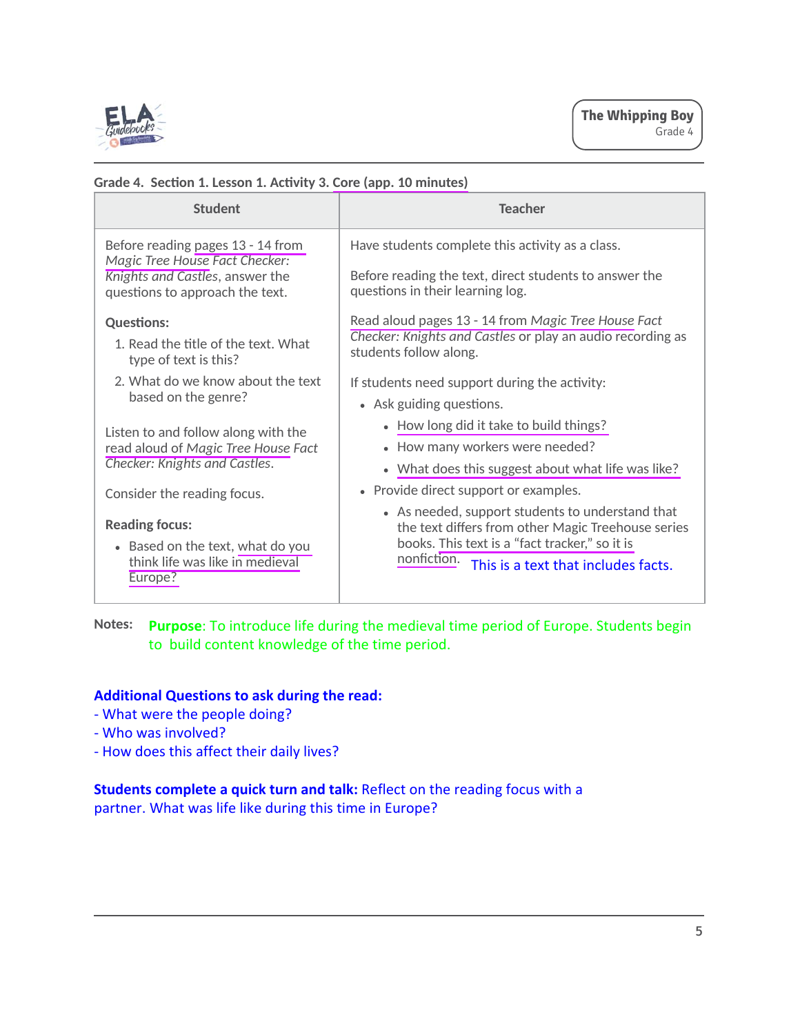Grade 4. Section 1. Lesson 1. Activity 3. Core (app. 10 minutes)

| Student | Teacher |
| --- | --- |
| Before reading pages 13 - 14 from *Magic Tree House Fact Checker: Knights and Castles*, answer the questions to approach the text.<br><br>**Questions:**<br>1. Read the title of the text. What type of text is this?<br>2. What do we know about the text based on the genre?<br><br>Listen to and follow along with the read aloud of *Magic Tree House Fact Checker: Knights and Castles*.<br><br>Consider the reading focus.<br><br>**Reading focus:**<br>• Based on the text, what do you think life was like in medieval Europe? | Have students complete this activity as a class.<br><br>Before reading the text, direct students to answer the questions in their learning log.<br><br>Read aloud pages 13 - 14 from *Magic Tree House Fact Checker: Knights and Castles* or play an audio recording as students follow along.<br><br>If students need support during the activity:<br>• Ask guiding questions.<br>  ◦ How long did it take to build things?<br>  ◦ How many workers were needed?<br>  ◦ What does this suggest about what life was like?<br>• Provide direct support or examples.<br>  ◦ As needed, support students to understand that the text differs from other Magic Treehouse series books. This text is a "fact tracker," so it is nonfiction. This is a text that includes facts. |

Notes: **Purpose**: To introduce life during the medieval time period of Europe. Students begin to build content knowledge of the time period.

**Additional Questions to ask during the read:**
- What were the people doing?
- Who was involved?
- How does this affect their daily lives?

**Students complete a quick turn and talk:** Reflect on the reading focus with a partner. What was life like during this time in Europe?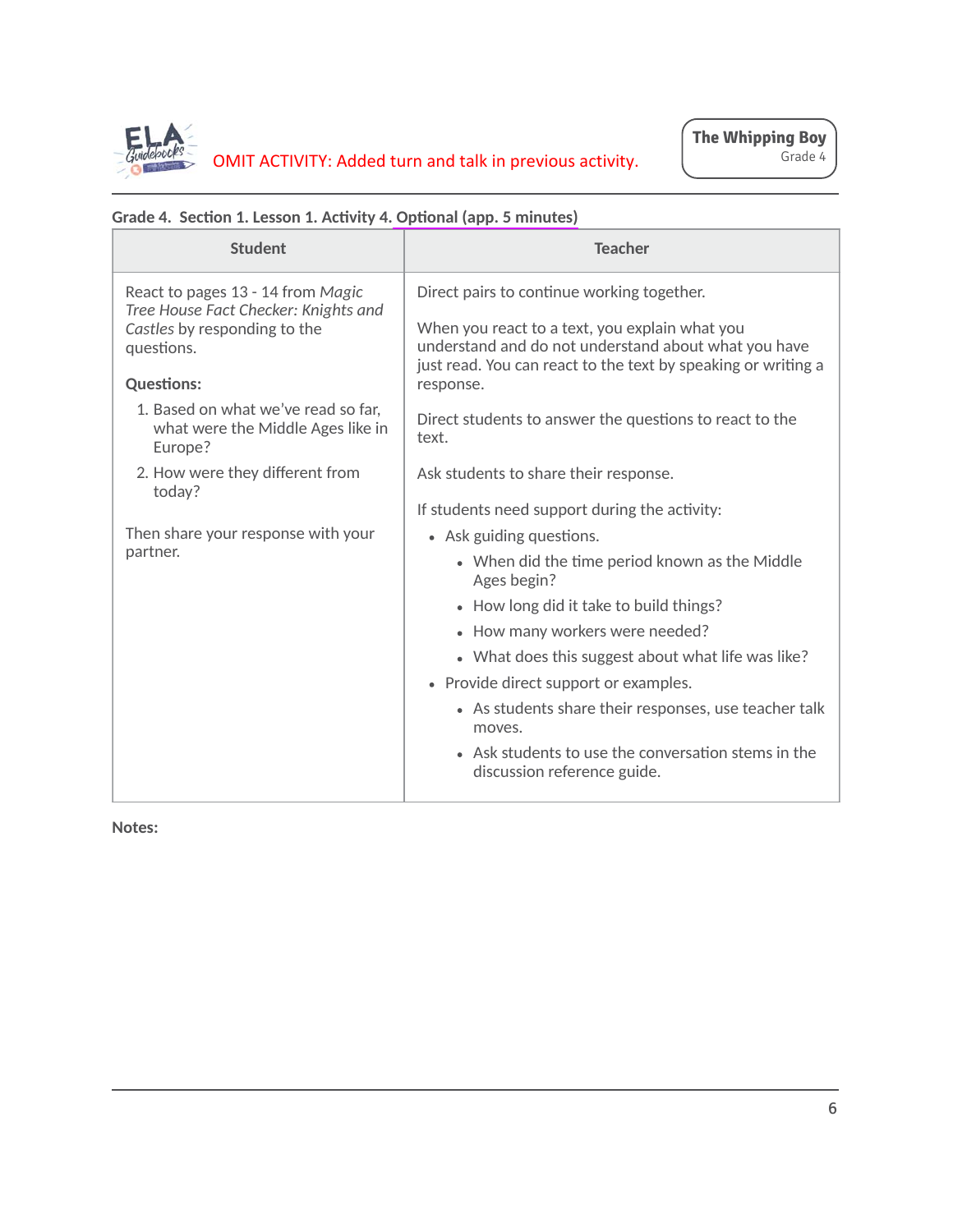OMIT ACTIVITY: Added turn and talk in previous activity.

**Grade 4. Section 1. Lesson 1. Activity 4. Optional (app. 5 minutes)**

| Student | Teacher |
|---|---|
| React to pages 13 - 14 from *Magic Tree House Fact Checker: Knights and Castles* by responding to the questions.<br><br>**Questions:**<br>1. Based on what we've read so far, what were the Middle Ages like in Europe?<br>2. How were they different from today?<br><br>Then share your response with your partner. | Direct pairs to continue working together.<br><br>When you react to a text, you explain what you understand and do not understand about what you have just read. You can react to the text by speaking or writing a response.<br><br>Direct students to answer the questions to react to the text.<br><br>Ask students to share their response.<br><br>If students need support during the activity:<br>• Ask guiding questions.<br>&nbsp;&nbsp;&nbsp;&nbsp;◦ When did the time period known as the Middle Ages begin?<br>&nbsp;&nbsp;&nbsp;&nbsp;◦ How long did it take to build things?<br>&nbsp;&nbsp;&nbsp;&nbsp;◦ How many workers were needed?<br>&nbsp;&nbsp;&nbsp;&nbsp;◦ What does this suggest about what life was like?<br>• Provide direct support or examples.<br>&nbsp;&nbsp;&nbsp;&nbsp;◦ As students share their responses, use teacher talk moves.<br>&nbsp;&nbsp;&nbsp;&nbsp;◦ Ask students to use the conversation stems in the discussion reference guide. |

**Notes:**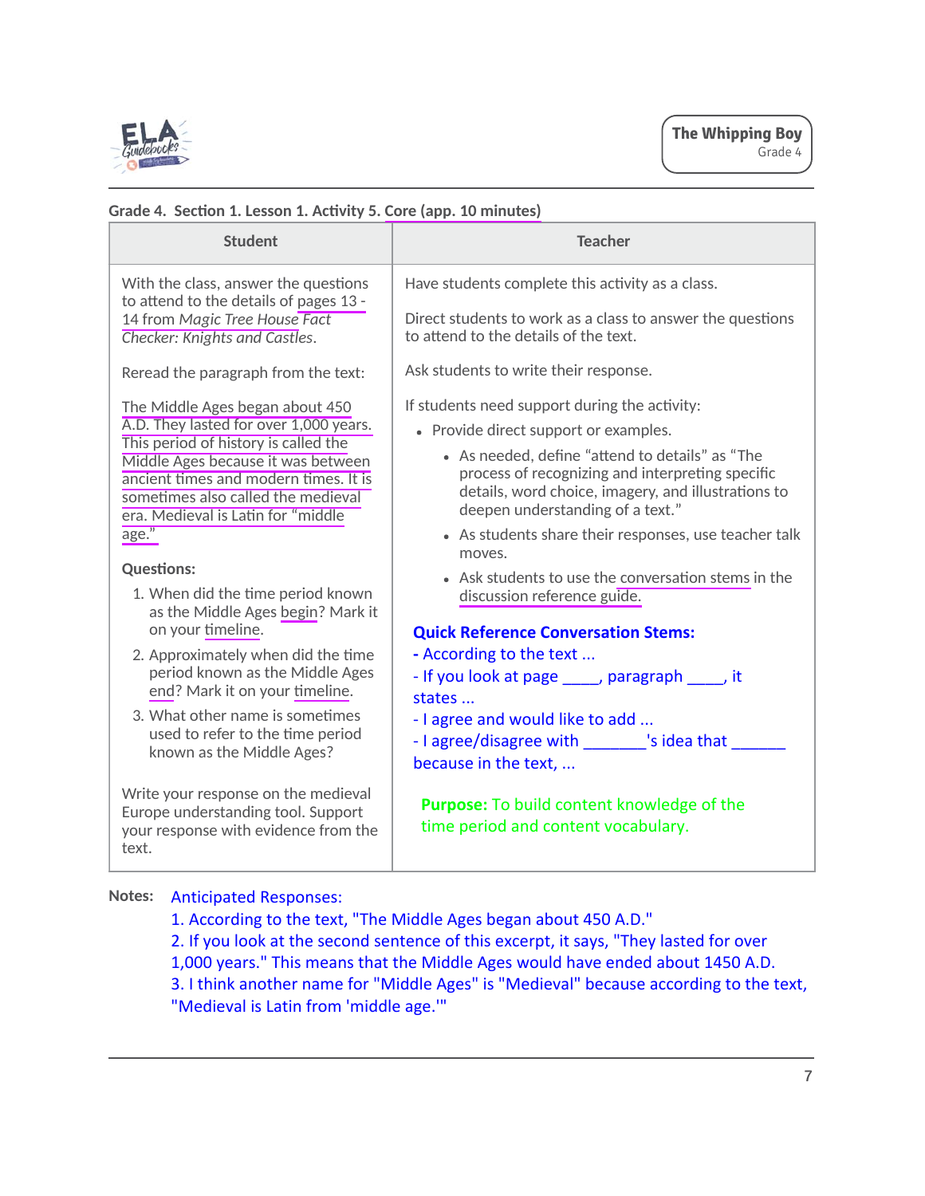Grade 4. Section 1. Lesson 1. Activity 5. Core (app. 10 minutes)

| Student | Teacher |
|---|---|
| With the class, answer the questions to attend to the details of pages 13 - 14 from *Magic Tree House Fact Checker: Knights and Castles*.<br><br>Reread the paragraph from the text:<br><br>The Middle Ages began about 450 A.D. They lasted for over 1,000 years. This period of history is called the Middle Ages because it was between ancient times and modern times. It is sometimes also called the medieval era. Medieval is Latin for "middle age."<br><br>**Questions:**<br>1. When did the time period known as the Middle Ages begin? Mark it on your timeline.<br>2. Approximately when did the time period known as the Middle Ages end? Mark it on your timeline.<br>3. What other name is sometimes used to refer to the time period known as the Middle Ages?<br><br>Write your response on the medieval Europe understanding tool. Support your response with evidence from the text. | Have students complete this activity as a class.<br><br>Direct students to work as a class to answer the questions to attend to the details of the text.<br><br>Ask students to write their response.<br><br>If students need support during the activity:<br>- Provide direct support or examples.<br>  - As needed, define "attend to details" as "The process of recognizing and interpreting specific details, word choice, imagery, and illustrations to deepen understanding of a text."<br>  - As students share their responses, use teacher talk moves.<br>  - Ask students to use the conversation stems in the discussion reference guide.<br><br>**Quick Reference Conversation Stems:**<br>- According to the text ...<br>- If you look at page ____, paragraph ____, it states ...<br>- I agree and would like to add ...<br>- I agree/disagree with _______'s idea that ______ because in the text, ...<br><br>**Purpose:** To build content knowledge of the time period and content vocabulary. |

**Notes:** Anticipated Responses:

1. According to the text, "The Middle Ages began about 450 A.D."
2. If you look at the second sentence of this excerpt, it says, "They lasted for over 1,000 years." This means that the Middle Ages would have ended about 1450 A.D.
3. I think another name for "Middle Ages" is "Medieval" because according to the text, "Medieval is Latin from 'middle age.'"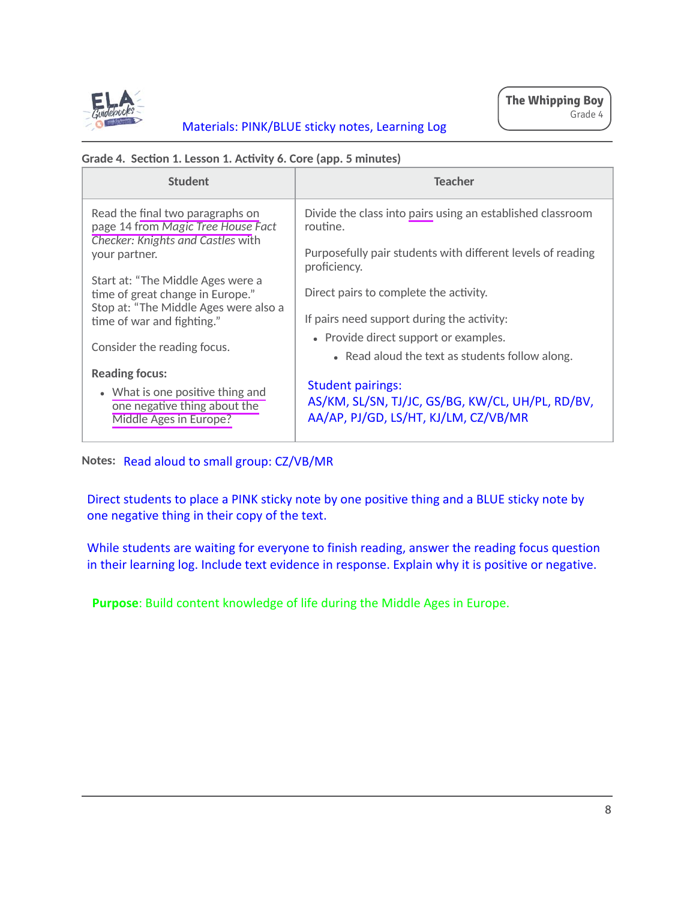Materials: PINK/BLUE sticky notes, Learning Log

**Grade 4. Section 1. Lesson 1. Activity 6. Core (app. 5 minutes)**

| Student | Teacher |
|---|---|
| Read the final two paragraphs on page 14 from *Magic Tree House Fact Checker: Knights and Castles* with your partner.<br><br>Start at: "The Middle Ages were a time of great change in Europe."<br>Stop at: "The Middle Ages were also a time of war and fighting."<br><br>Consider the reading focus.<br><br>**Reading focus:**<br>• What is one positive thing and one negative thing about the Middle Ages in Europe? | Divide the class into pairs using an established classroom routine.<br><br>Purposefully pair students with different levels of reading proficiency.<br><br>Direct pairs to complete the activity.<br><br>If pairs need support during the activity:<br>• Provide direct support or examples.<br>&nbsp;&nbsp;&nbsp;&nbsp;• Read aloud the text as students follow along.<br><br>Student pairings:<br>AS/KM, SL/SN, TJ/JC, GS/BG, KW/CL, UH/PL, RD/BV, AA/AP, PJ/GD, LS/HT, KJ/LM, CZ/VB/MR |

**Notes:** Read aloud to small group: CZ/VB/MR

Direct students to place a PINK sticky note by one positive thing and a BLUE sticky note by one negative thing in their copy of the text.

While students are waiting for everyone to finish reading, answer the reading focus question in their learning log. Include text evidence in response. Explain why it is positive or negative.

**Purpose**: Build content knowledge of life during the Middle Ages in Europe.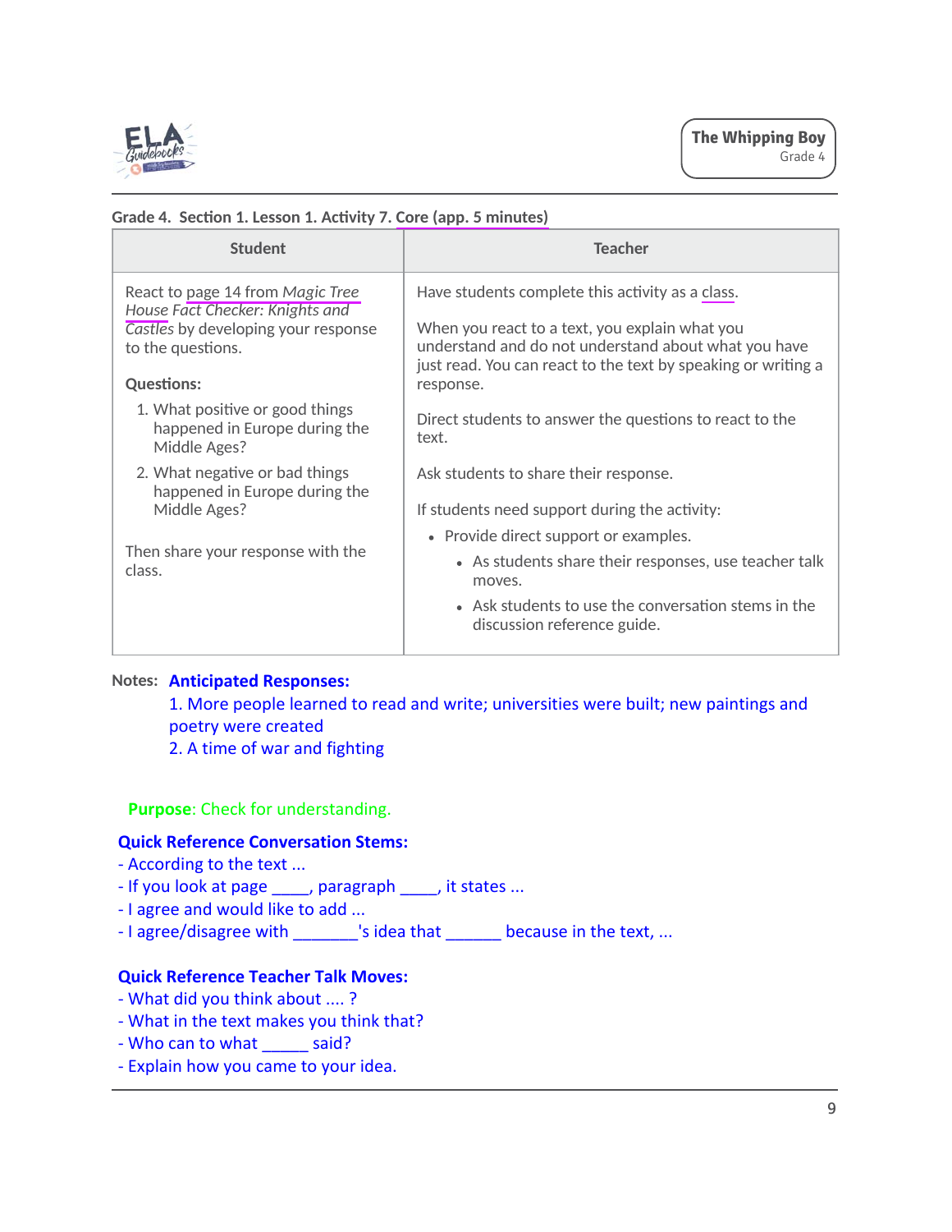Grade 4. Section 1. Lesson 1. Activity 7. Core (app. 5 minutes)

| Student | Teacher |
|---|---|
| React to page 14 from *Magic Tree House Fact Checker: Knights and Castles* by developing your response to the questions.<br><br>**Questions:**<br>1. What positive or good things happened in Europe during the Middle Ages?<br>2. What negative or bad things happened in Europe during the Middle Ages?<br><br>Then share your response with the class. | Have students complete this activity as a class.<br><br>When you react to a text, you explain what you understand and do not understand about what you have just read. You can react to the text by speaking or writing a response.<br><br>Direct students to answer the questions to react to the text.<br><br>Ask students to share their response.<br><br>If students need support during the activity:<br>• Provide direct support or examples.<br>  ◦ As students share their responses, use teacher talk moves.<br>  ◦ Ask students to use the conversation stems in the discussion reference guide. |

Notes: **Anticipated Responses:**

1. More people learned to read and write; universities were built; new paintings and poetry were created
2. A time of war and fighting

**Purpose**: Check for understanding.

**Quick Reference Conversation Stems:**

- According to the text ...
- If you look at page ____, paragraph ____, it states ...
- I agree and would like to add ...
- I agree/disagree with _______'s idea that ______ because in the text, ...

**Quick Reference Teacher Talk Moves:**

- What did you think about .... ?
- What in the text makes you think that?
- Who can to what _____ said?
- Explain how you came to your idea.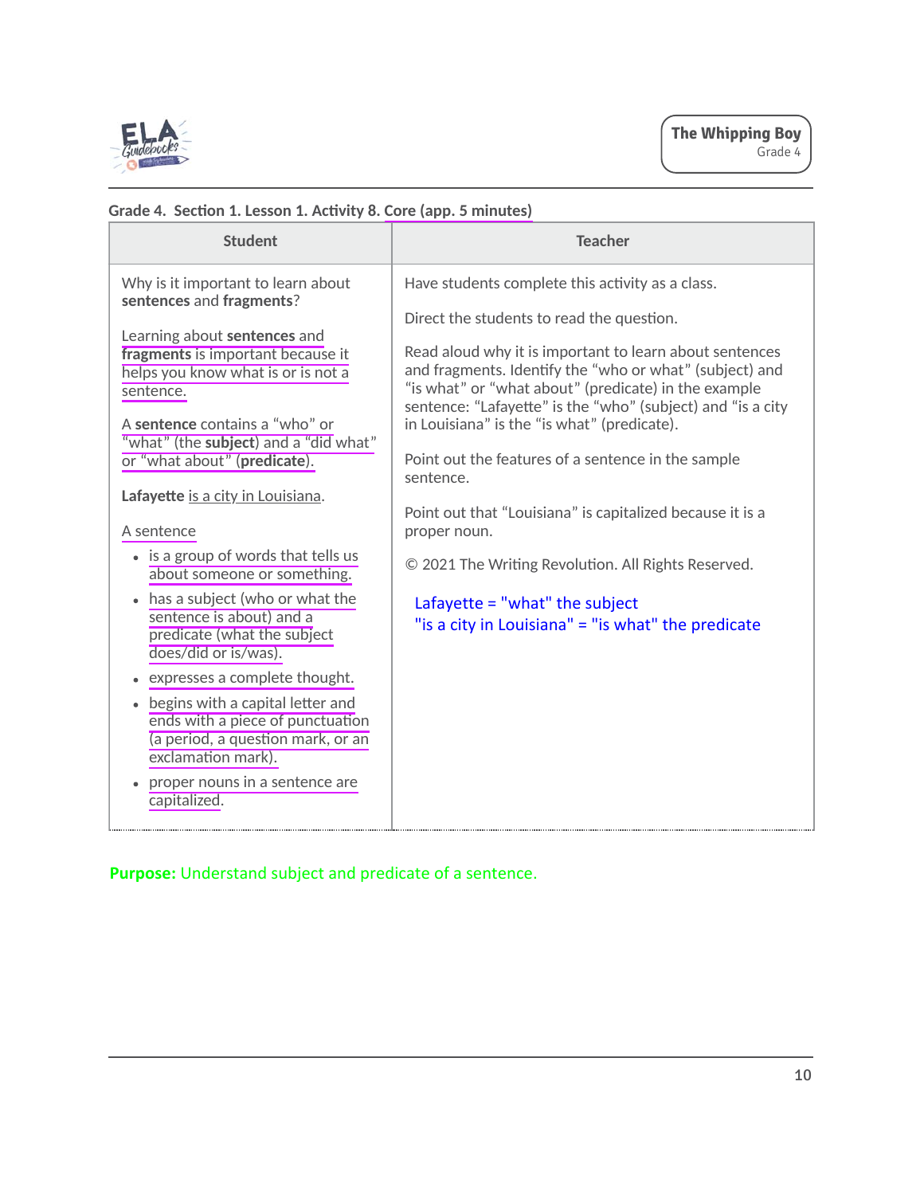Grade 4. Section 1. Lesson 1. Activity 8. Core (app. 5 minutes)

| Student | Teacher |
|---|---|
| Why is it important to learn about **sentences** and **fragments**?<br><br>Learning about **sentences** and **fragments** is important because it helps you know what is or is not a sentence.<br><br>A **sentence** contains a "who" or "what" (the **subject**) and a "did what" or "what about" (**predicate**).<br><br>**Lafayette** is a city in Louisiana.<br><br>A sentence<br>• is a group of words that tells us about someone or something.<br>• has a subject (who or what the sentence is about) and a predicate (what the subject does/did or is/was).<br>• expresses a complete thought.<br>• begins with a capital letter and ends with a piece of punctuation (a period, a question mark, or an exclamation mark).<br>• proper nouns in a sentence are capitalized. | Have students complete this activity as a class.<br><br>Direct the students to read the question.<br><br>Read aloud why it is important to learn about sentences and fragments. Identify the "who or what" (subject) and "is what" or "what about" (predicate) in the example sentence: "Lafayette" is the "who" (subject) and "is a city in Louisiana" is the "is what" (predicate).<br><br>Point out the features of a sentence in the sample sentence.<br><br>Point out that "Louisiana" is capitalized because it is a proper noun.<br><br>© 2021 The Writing Revolution. All Rights Reserved.<br><br>Lafayette = "what" the subject<br>"is a city in Louisiana" = "is what" the predicate |

**Purpose:** Understand subject and predicate of a sentence.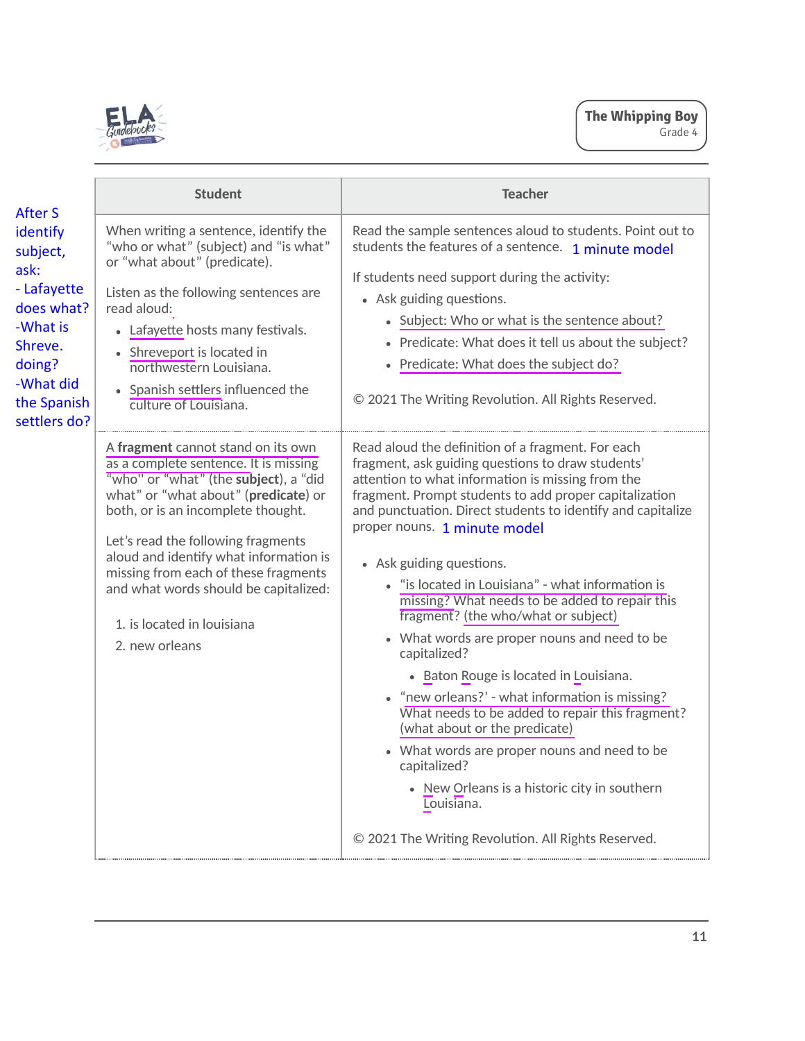| Student | Teacher |
|---|---|
| When writing a sentence, identify the "who or what" (subject) and "is what" or "what about" (predicate).<br><br>Listen as the following sentences are read aloud:<br>• Lafayette hosts many festivals.<br>• Shreveport is located in northwestern Louisiana.<br>• Spanish settlers influenced the culture of Louisiana. | Read the sample sentences aloud to students. Point out to students the features of a sentence. 1 minute model<br><br>If students need support during the activity:<br>• Ask guiding questions.<br>  ◦ Subject: Who or what is the sentence about?<br>  ◦ Predicate: What does it tell us about the subject?<br>  ◦ Predicate: What does the subject do?<br><br>© 2021 The Writing Revolution. All Rights Reserved. |
| A **fragment** cannot stand on its own as a complete sentence. It is missing "who" or "what" (the **subject**), a "did what" or "what about" (**predicate**) or both, or is an incomplete thought.<br><br>Let's read the following fragments aloud and identify what information is missing from each of these fragments and what words should be capitalized:<br><br>1. is located in louisiana<br>2. new orleans | Read aloud the definition of a fragment. For each fragment, ask guiding questions to draw students' attention to what information is missing from the fragment. Prompt students to add proper capitalization and punctuation. Direct students to identify and capitalize proper nouns. 1 minute model<br><br>• Ask guiding questions.<br>  ◦ "is located in Louisiana" - what information is missing? What needs to be added to repair this fragment? (the who/what or subject)<br>  ◦ What words are proper nouns and need to be capitalized?<br>    ▪ Baton Rouge is located in Louisiana.<br>  ◦ "new orleans?' - what information is missing? What needs to be added to repair this fragment? (what about or the predicate)<br>  ◦ What words are proper nouns and need to be capitalized?<br>    ▪ New Orleans is a historic city in southern Louisiana.<br><br>© 2021 The Writing Revolution. All Rights Reserved. |

After S identify subject, ask:
- Lafayette does what?
-What is Shreve. doing?
-What did the Spanish settlers do?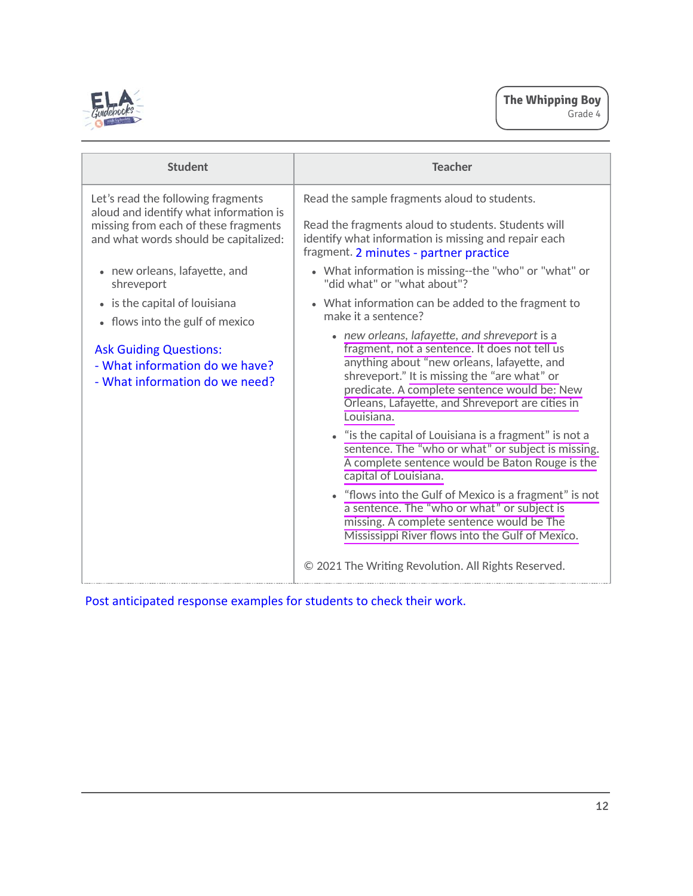| Student | Teacher |
| --- | --- |
| Let's read the following fragments aloud and identify what information is missing from each of these fragments and what words should be capitalized:<br><br>• new orleans, lafayette, and shreveport<br>• is the capital of louisiana<br>• flows into the gulf of mexico<br><br>Ask Guiding Questions:<br>- What information do we have?<br>- What information do we need? | Read the sample fragments aloud to students.<br><br>Read the fragments aloud to students. Students will identify what information is missing and repair each fragment. 2 minutes - partner practice<br><br>• What information is missing--the "who" or "what" or "did what" or "what about"?<br>• What information can be added to the fragment to make it a sentence?<br>  • *new orleans, lafayette, and shreveport* is a fragment, not a sentence. It does not tell us anything about "new orleans, lafayette, and shreveport." It is missing the "are what" or predicate. A complete sentence would be: New Orleans, Lafayette, and Shreveport are cities in Louisiana.<br>  • "is the capital of Louisiana is a fragment" is not a sentence. The "who or what" or subject is missing. A complete sentence would be Baton Rouge is the capital of Louisiana.<br>  • "flows into the Gulf of Mexico is a fragment" is not a sentence. The "who or what" or subject is missing. A complete sentence would be The Mississippi River flows into the Gulf of Mexico.<br><br>© 2021 The Writing Revolution. All Rights Reserved. |

Post anticipated response examples for students to check their work.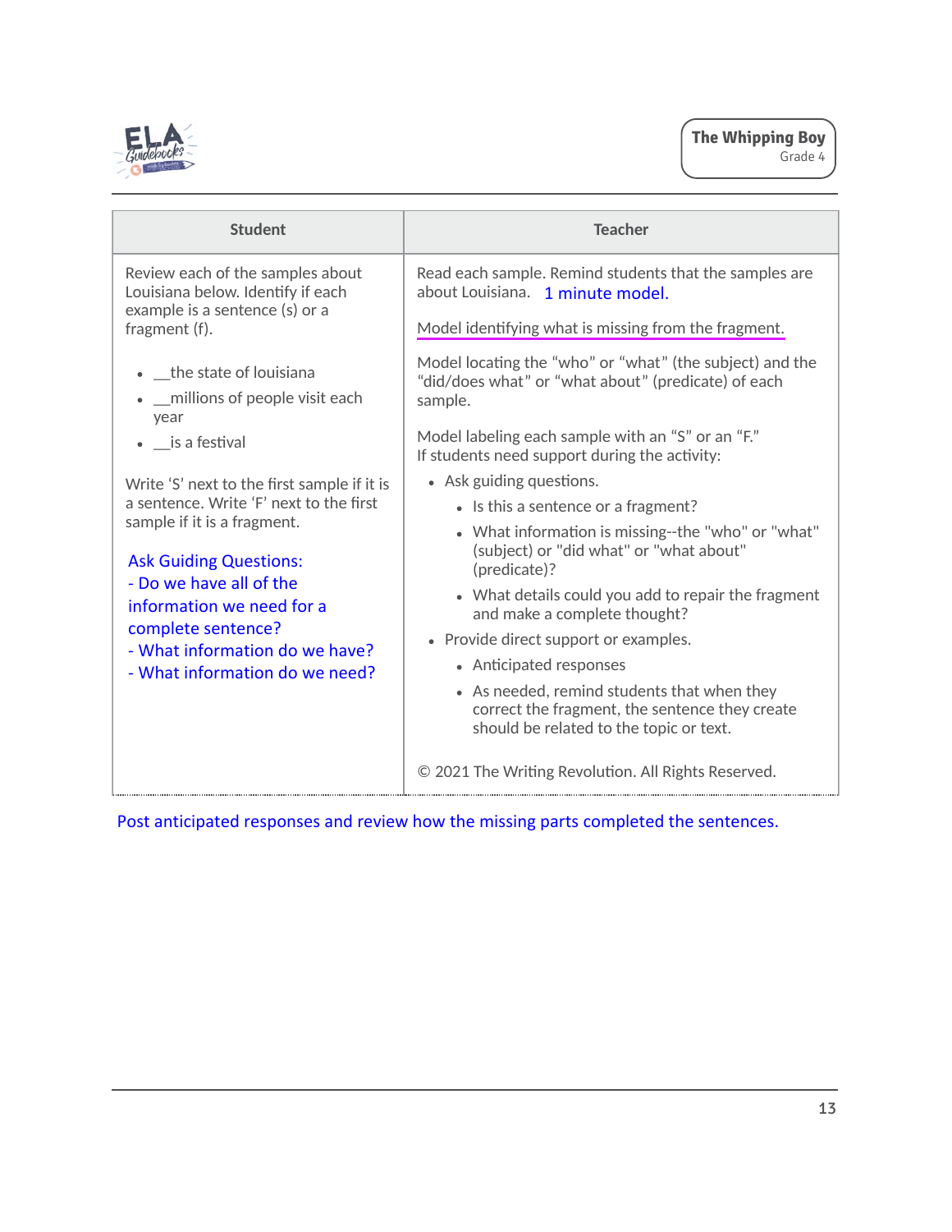| Student | Teacher |
| --- | --- |
| Review each of the samples about Louisiana below. Identify if each example is a sentence (s) or a fragment (f).<br><br>• __the state of louisiana<br>• __millions of people visit each year<br>• __is a festival<br><br>Write 'S' next to the first sample if it is a sentence. Write 'F' next to the first sample if it is a fragment.<br><br>Ask Guiding Questions:<br>- Do we have all of the information we need for a complete sentence?<br>- What information do we have?<br>- What information do we need? | Read each sample. Remind students that the samples are about Louisiana. 1 minute model.<br><br>Model identifying what is missing from the fragment.<br><br>Model locating the "who" or "what" (the subject) and the "did/does what" or "what about" (predicate) of each sample.<br><br>Model labeling each sample with an "S" or an "F."<br>If students need support during the activity:<br>• Ask guiding questions.<br>  • Is this a sentence or a fragment?<br>  • What information is missing--the "who" or "what" (subject) or "did what" or "what about" (predicate)?<br>  • What details could you add to repair the fragment and make a complete thought?<br>• Provide direct support or examples.<br>  • Anticipated responses<br>  • As needed, remind students that when they correct the fragment, the sentence they create should be related to the topic or text.<br><br>© 2021 The Writing Revolution. All Rights Reserved. |

Post anticipated responses and review how the missing parts completed the sentences.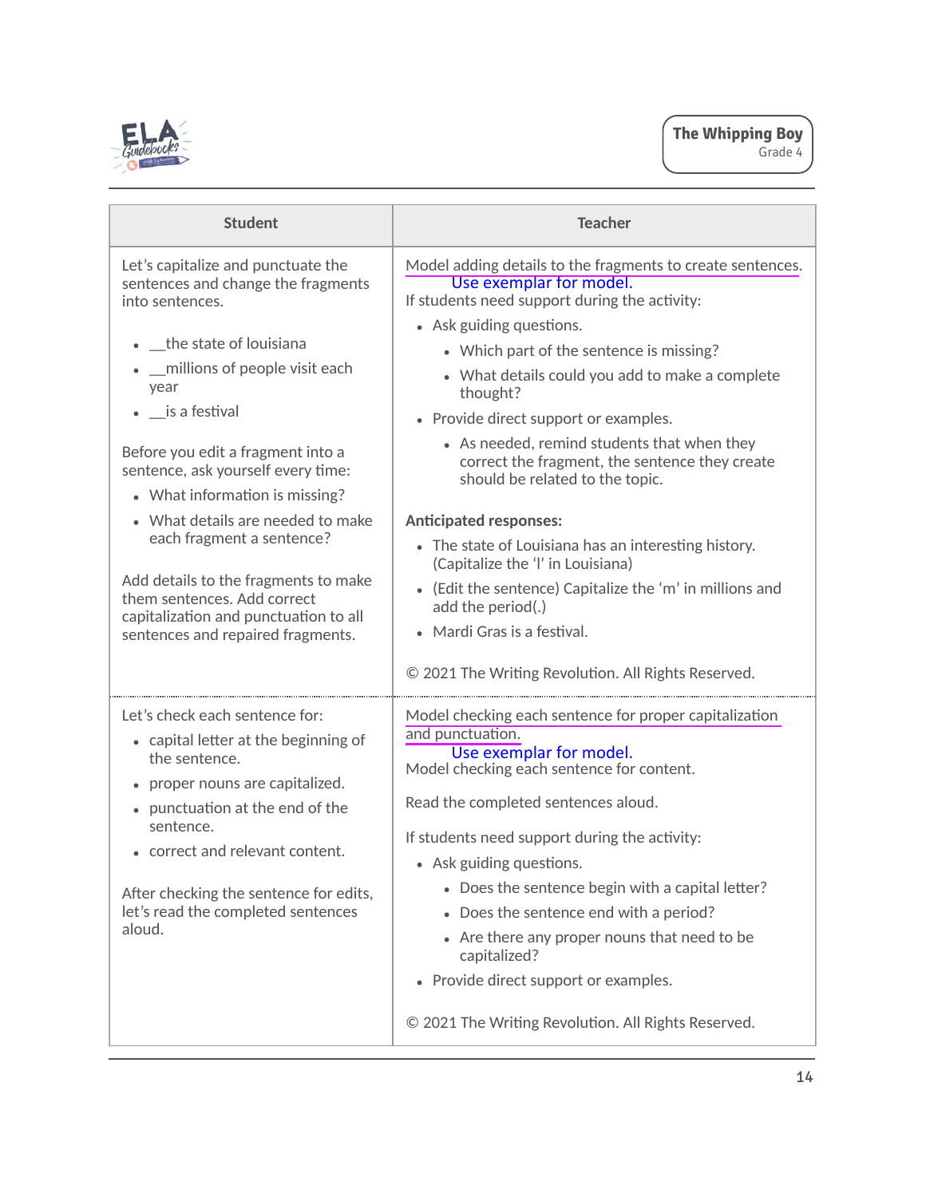| Student | Teacher |
|---|---|
| Let's capitalize and punctuate the sentences and change the fragments into sentences.<br><br>• __the state of louisiana<br>• __millions of people visit each year<br>• __is a festival<br><br>Before you edit a fragment into a sentence, ask yourself every time:<br>• What information is missing?<br>• What details are needed to make each fragment a sentence?<br><br>Add details to the fragments to make them sentences. Add correct capitalization and punctuation to all sentences and repaired fragments. | Model adding details to the fragments to create sentences. Use exemplar for model.<br>If students need support during the activity:<br>• Ask guiding questions.<br>  • Which part of the sentence is missing?<br>  • What details could you add to make a complete thought?<br>• Provide direct support or examples.<br>  • As needed, remind students that when they correct the fragment, the sentence they create should be related to the topic.<br><br>**Anticipated responses:**<br>• The state of Louisiana has an interesting history. (Capitalize the 'l' in Louisiana)<br>• (Edit the sentence) Capitalize the 'm' in millions and add the period(.)<br>• Mardi Gras is a festival.<br><br>© 2021 The Writing Revolution. All Rights Reserved. |
| Let's check each sentence for:<br>• capital letter at the beginning of the sentence.<br>• proper nouns are capitalized.<br>• punctuation at the end of the sentence.<br>• correct and relevant content.<br><br>After checking the sentence for edits, let's read the completed sentences aloud. | Model checking each sentence for proper capitalization and punctuation. Use exemplar for model.<br>Model checking each sentence for content.<br><br>Read the completed sentences aloud.<br><br>If students need support during the activity:<br>• Ask guiding questions.<br>  • Does the sentence begin with a capital letter?<br>  • Does the sentence end with a period?<br>  • Are there any proper nouns that need to be capitalized?<br>• Provide direct support or examples.<br><br>© 2021 The Writing Revolution. All Rights Reserved. |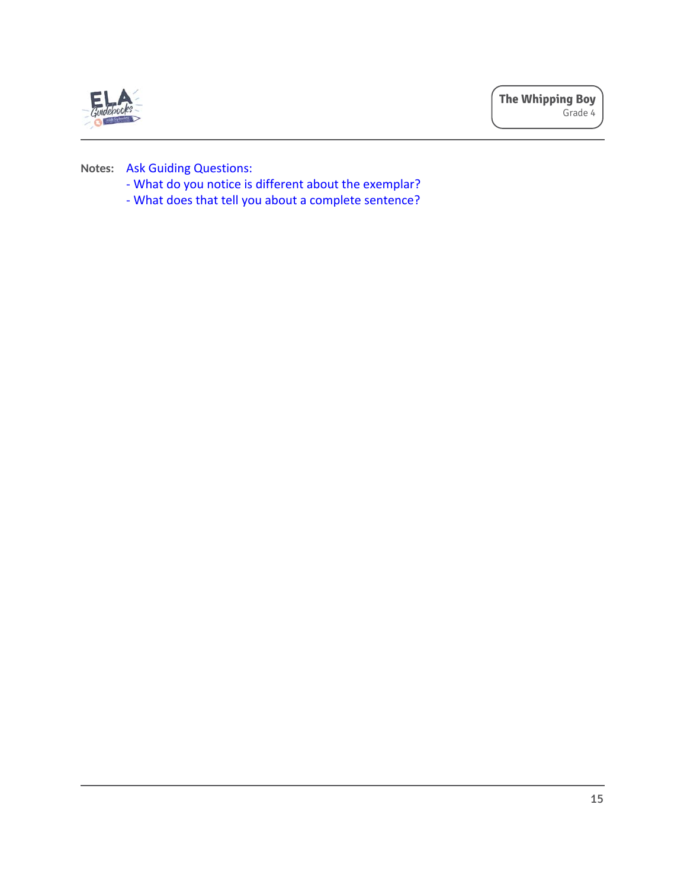**Notes:** Ask Guiding Questions:

- What do you notice is different about the exemplar?
- What does that tell you about a complete sentence?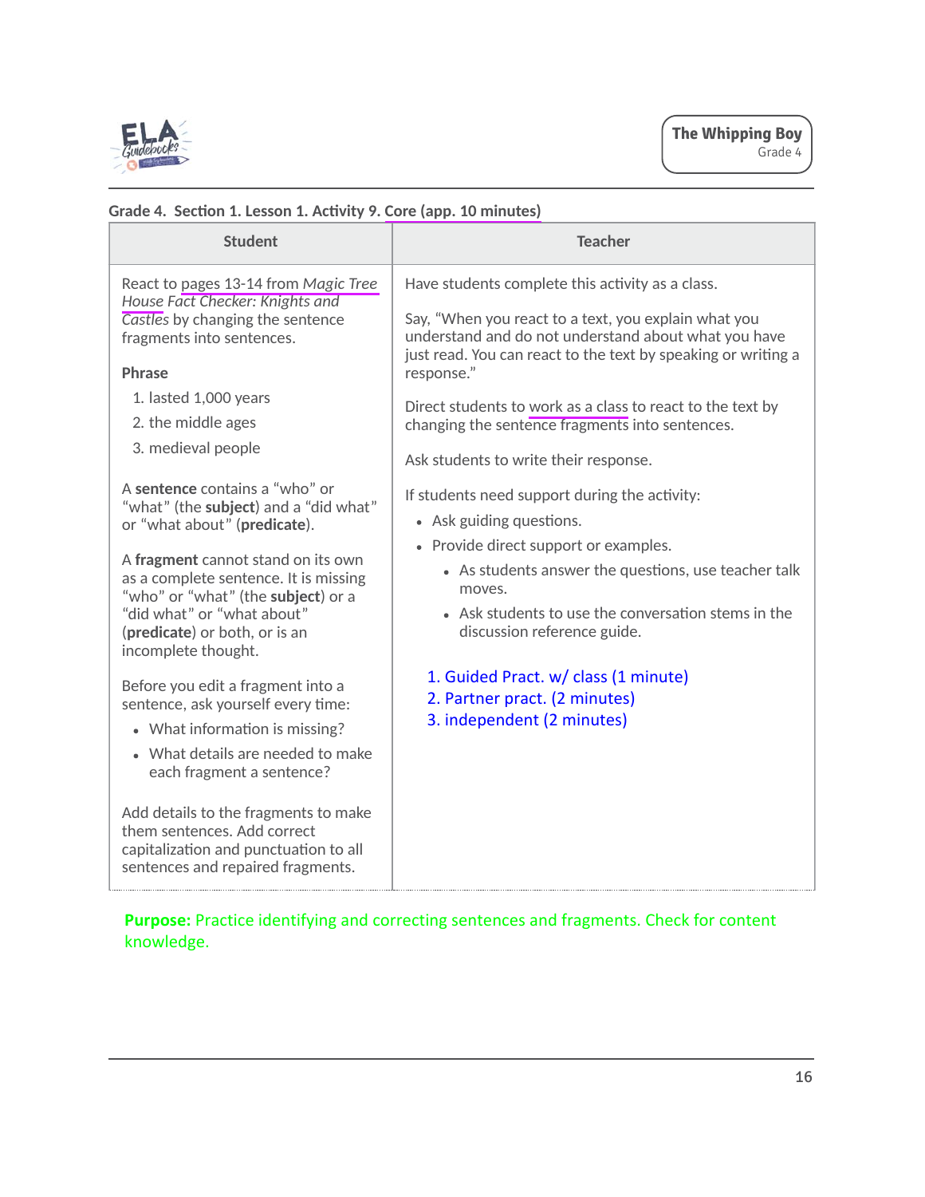Grade 4. Section 1. Lesson 1. Activity 9. Core (app. 10 minutes)

| Student | Teacher |
|---|---|
| React to pages 13-14 from *Magic Tree House Fact Checker: Knights and Castles* by changing the sentence fragments into sentences.<br><br>**Phrase**<br>1. lasted 1,000 years<br>2. the middle ages<br>3. medieval people<br><br>A **sentence** contains a "who" or "what" (the **subject**) and a "did what" or "what about" (**predicate**).<br><br>A **fragment** cannot stand on its own as a complete sentence. It is missing "who" or "what" (the **subject**) or a "did what" or "what about" (**predicate**) or both, or is an incomplete thought.<br><br>Before you edit a fragment into a sentence, ask yourself every time:<br>• What information is missing?<br>• What details are needed to make each fragment a sentence?<br><br>Add details to the fragments to make them sentences. Add correct capitalization and punctuation to all sentences and repaired fragments. | Have students complete this activity as a class.<br><br>Say, "When you react to a text, you explain what you understand and do not understand about what you have just read. You can react to the text by speaking or writing a response."<br><br>Direct students to work as a class to react to the text by changing the sentence fragments into sentences.<br><br>Ask students to write their response.<br><br>If students need support during the activity:<br>• Ask guiding questions.<br>• Provide direct support or examples.<br>  ◦ As students answer the questions, use teacher talk moves.<br>  ◦ Ask students to use the conversation stems in the discussion reference guide.<br><br>1. Guided Pract. w/ class (1 minute)<br>2. Partner pract. (2 minutes)<br>3. independent (2 minutes) |

**Purpose:** Practice identifying and correcting sentences and fragments. Check for content knowledge.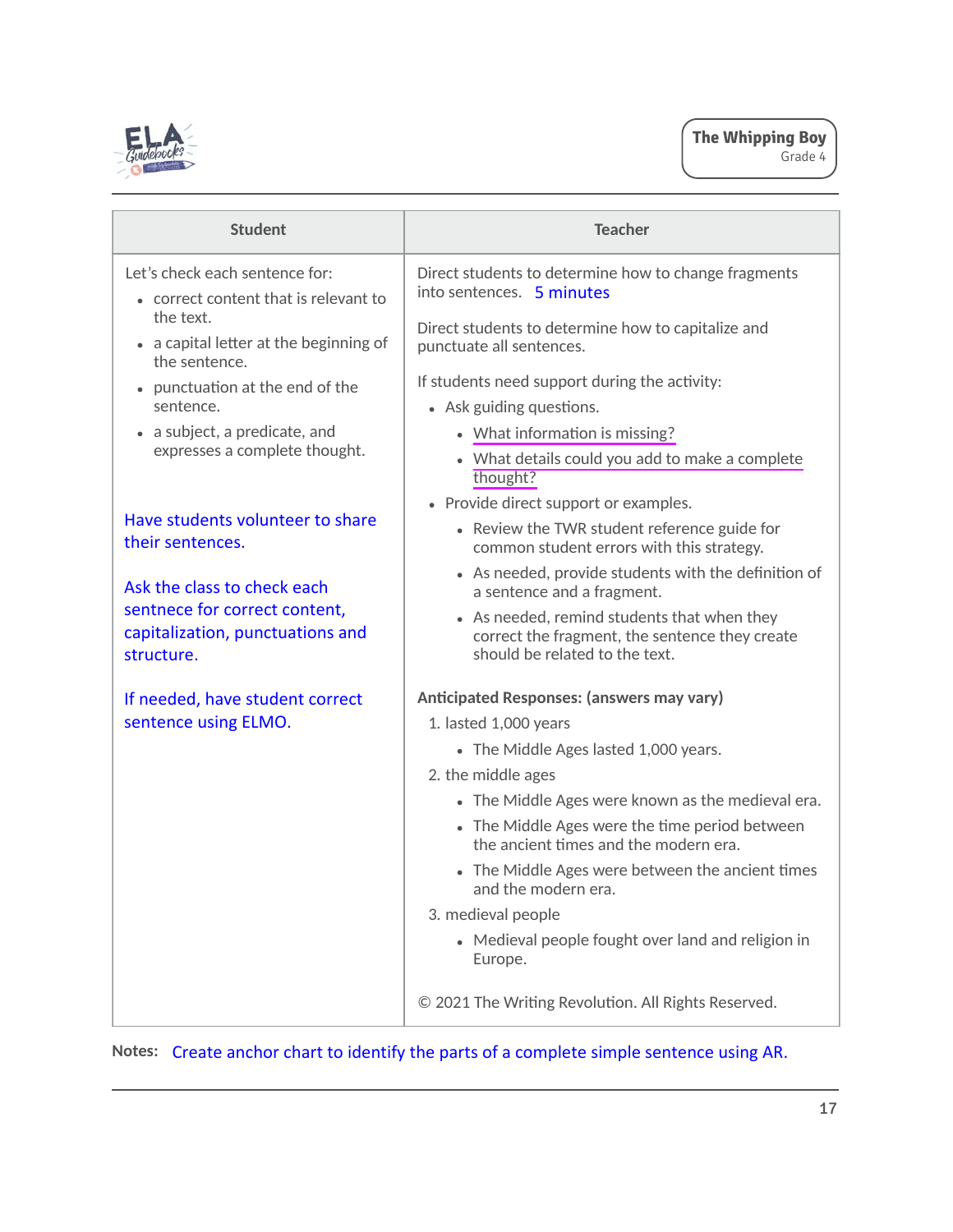| Student | Teacher |
|---|---|
| Let's check each sentence for:<br>• correct content that is relevant to the text.<br>• a capital letter at the beginning of the sentence.<br>• punctuation at the end of the sentence.<br>• a subject, a predicate, and expresses a complete thought.<br><br>Have students volunteer to share their sentences.<br><br>Ask the class to check each sentnece for correct content, capitalization, punctuations and structure.<br><br>If needed, have student correct sentence using ELMO. | Direct students to determine how to change fragments into sentences. 5 minutes<br><br>Direct students to determine how to capitalize and punctuate all sentences.<br><br>If students need support during the activity:<br>• Ask guiding questions.<br>  ◦ What information is missing?<br>  ◦ What details could you add to make a complete thought?<br>• Provide direct support or examples.<br>  ◦ Review the TWR student reference guide for common student errors with this strategy.<br>  ◦ As needed, provide students with the definition of a sentence and a fragment.<br>  ◦ As needed, remind students that when they correct the fragment, the sentence they create should be related to the text.<br><br>**Anticipated Responses: (answers may vary)**<br>1. lasted 1,000 years<br>  ◦ The Middle Ages lasted 1,000 years.<br>2. the middle ages<br>  ◦ The Middle Ages were known as the medieval era.<br>  ◦ The Middle Ages were the time period between the ancient times and the modern era.<br>  ◦ The Middle Ages were between the ancient times and the modern era.<br>3. medieval people<br>  ◦ Medieval people fought over land and religion in Europe.<br><br>© 2021 The Writing Revolution. All Rights Reserved. |

**Notes:** Create anchor chart to identify the parts of a complete simple sentence using AR.